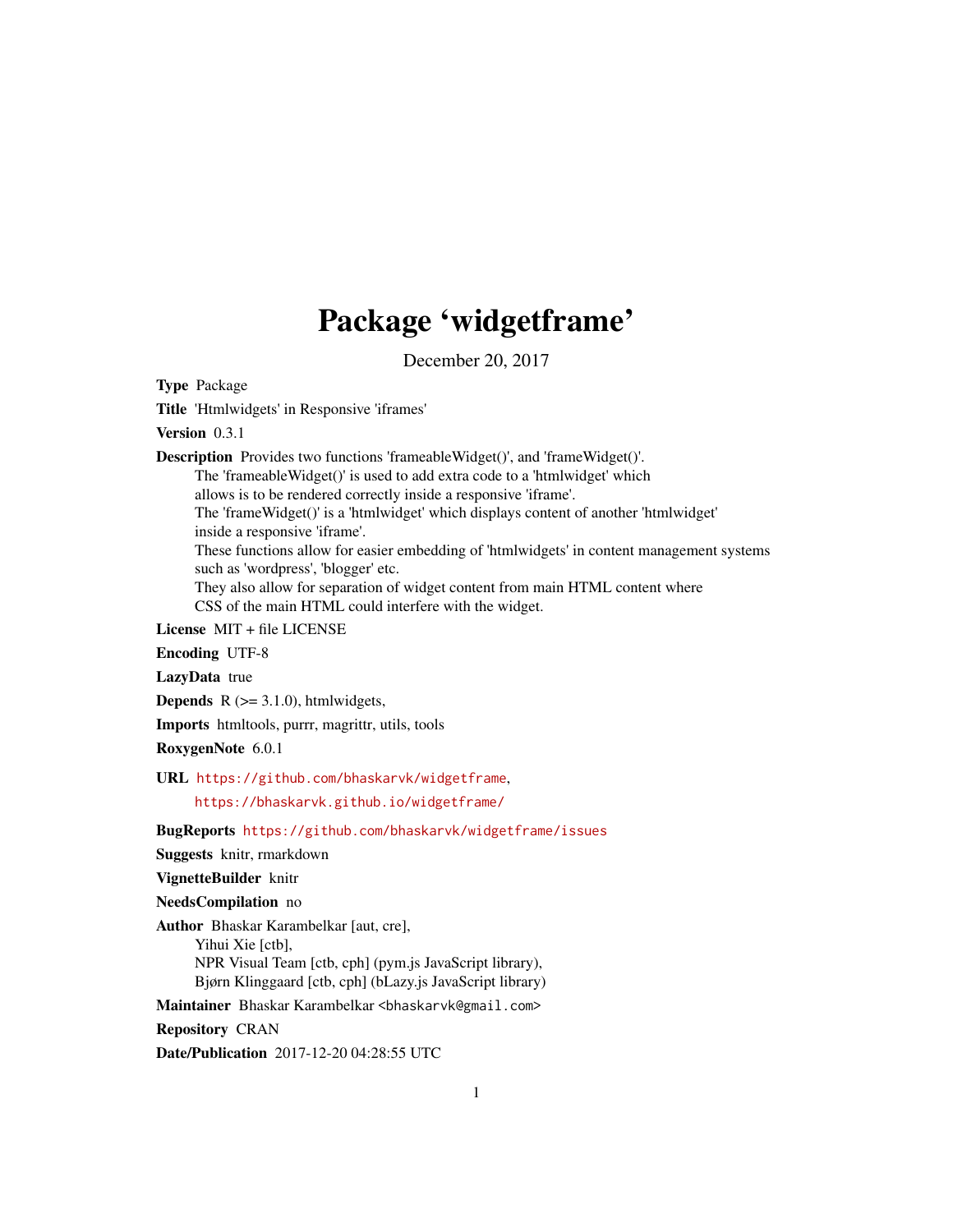# Package 'widgetframe'

December 20, 2017

**Type** Package

**Title** 'Htmlwidgets' in Responsive 'iframes'

**Version** 0.3.1

**Description** Provides two functions 'frameableWidget()', and 'frameWidget()'.
The 'frameableWidget()' is used to add extra code to a 'htmlwidget' which
allows is to be rendered correctly inside a responsive 'iframe'.
The 'frameWidget()' is a 'htmlwidget' which displays content of another 'htmlwidget'
inside a responsive 'iframe'.
These functions allow for easier embedding of 'htmlwidgets' in content management systems
such as 'wordpress', 'blogger' etc.
They also allow for separation of widget content from main HTML content where
CSS of the main HTML could interfere with the widget.

**License** MIT + file LICENSE

**Encoding** UTF-8

**LazyData** true

**Depends** R (>= 3.1.0), htmlwidgets,

**Imports** htmltools, purrr, magrittr, utils, tools

**RoxygenNote** 6.0.1

**URL** https://github.com/bhaskarvk/widgetframe,
https://bhaskarvk.github.io/widgetframe/

**BugReports** https://github.com/bhaskarvk/widgetframe/issues

**Suggests** knitr, rmarkdown

**VignetteBuilder** knitr

**NeedsCompilation** no

**Author** Bhaskar Karambelkar [aut, cre],
Yihui Xie [ctb],
NPR Visual Team [ctb, cph] (pym.js JavaScript library),
Bjørn Klinggaard [ctb, cph] (bLazy.js JavaScript library)

**Maintainer** Bhaskar Karambelkar <bhaskarvk@gmail.com>

**Repository** CRAN

**Date/Publication** 2017-12-20 04:28:55 UTC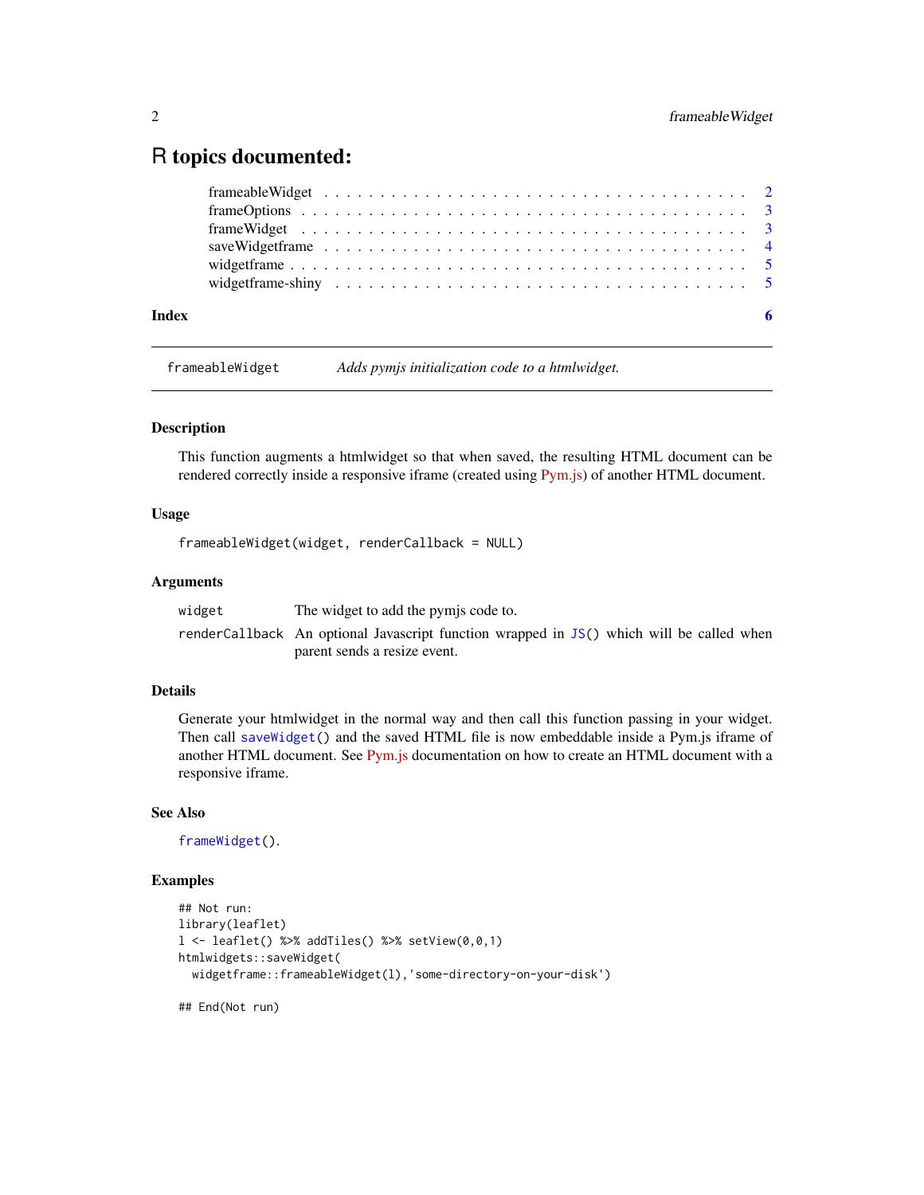# R topics documented:

| | |
|---|---|
| frameableWidget | 2 |
| frameOptions | 3 |
| frameWidget | 3 |
| saveWidgetframe | 4 |
| widgetframe | 5 |
| widgetframe-shiny | 5 |
| **Index** | **6** |

---

`frameableWidget` *Adds pymjs initialization code to a htmlwidget.*

---

## Description

This function augments a htmlwidget so that when saved, the resulting HTML document can be rendered correctly inside a responsive iframe (created using Pym.js) of another HTML document.

## Usage

```
frameableWidget(widget, renderCallback = NULL)
```

## Arguments

| | |
|---|---|
| `widget` | The widget to add the pymjs code to. |
| `renderCallback` | An optional Javascript function wrapped in `JS()` which will be called when parent sends a resize event. |

## Details

Generate your htmlwidget in the normal way and then call this function passing in your widget. Then call `saveWidget()` and the saved HTML file is now embeddable inside a Pym.js iframe of another HTML document. See Pym.js documentation on how to create an HTML document with a responsive iframe.

## See Also

`frameWidget()`.

## Examples

```
## Not run:
library(leaflet)
l <- leaflet() %>% addTiles() %>% setView(0,0,1)
htmlwidgets::saveWidget(
  widgetframe::frameableWidget(l),'some-directory-on-your-disk')

## End(Not run)
```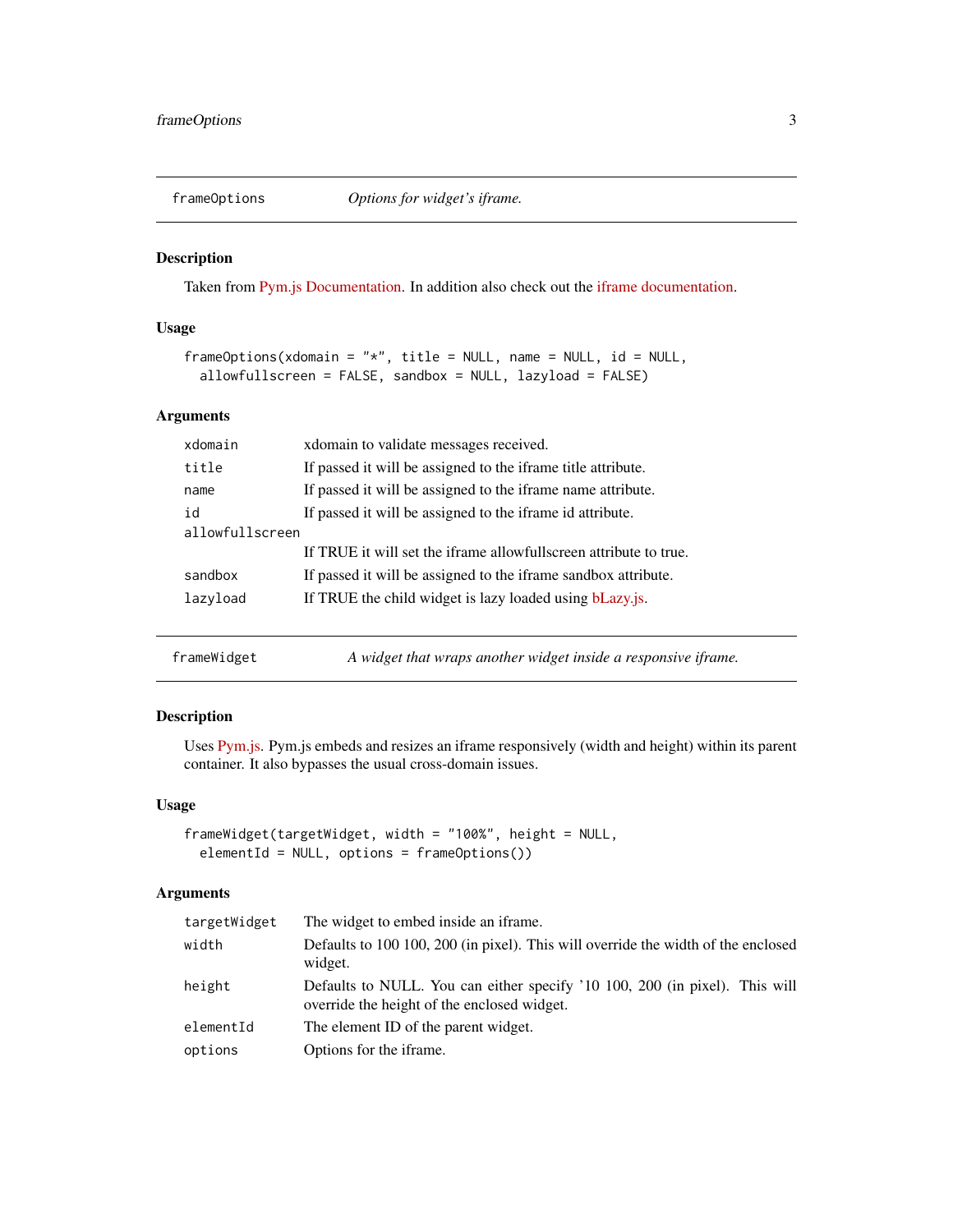## frameOptions — *Options for widget's iframe.*

### Description

Taken from Pym.js Documentation. In addition also check out the iframe documentation.

### Usage

```
frameOptions(xdomain = "*", title = NULL, name = NULL, id = NULL,
  allowfullscreen = FALSE, sandbox = NULL, lazyload = FALSE)
```

### Arguments

| Argument | Description |
|---|---|
| `xdomain` | xdomain to validate messages received. |
| `title` | If passed it will be assigned to the iframe title attribute. |
| `name` | If passed it will be assigned to the iframe name attribute. |
| `id` | If passed it will be assigned to the iframe id attribute. |
| `allowfullscreen` | If TRUE it will set the iframe allowfullscreen attribute to true. |
| `sandbox` | If passed it will be assigned to the iframe sandbox attribute. |
| `lazyload` | If TRUE the child widget is lazy loaded using bLazy.js. |

## frameWidget — *A widget that wraps another widget inside a responsive iframe.*

### Description

Uses Pym.js. Pym.js embeds and resizes an iframe responsively (width and height) within its parent container. It also bypasses the usual cross-domain issues.

### Usage

```
frameWidget(targetWidget, width = "100%", height = NULL,
  elementId = NULL, options = frameOptions())
```

### Arguments

| Argument | Description |
|---|---|
| `targetWidget` | The widget to embed inside an iframe. |
| `width` | Defaults to 100 100, 200 (in pixel). This will override the width of the enclosed widget. |
| `height` | Defaults to NULL. You can either specify '10 100, 200 (in pixel). This will override the height of the enclosed widget. |
| `elementId` | The element ID of the parent widget. |
| `options` | Options for the iframe. |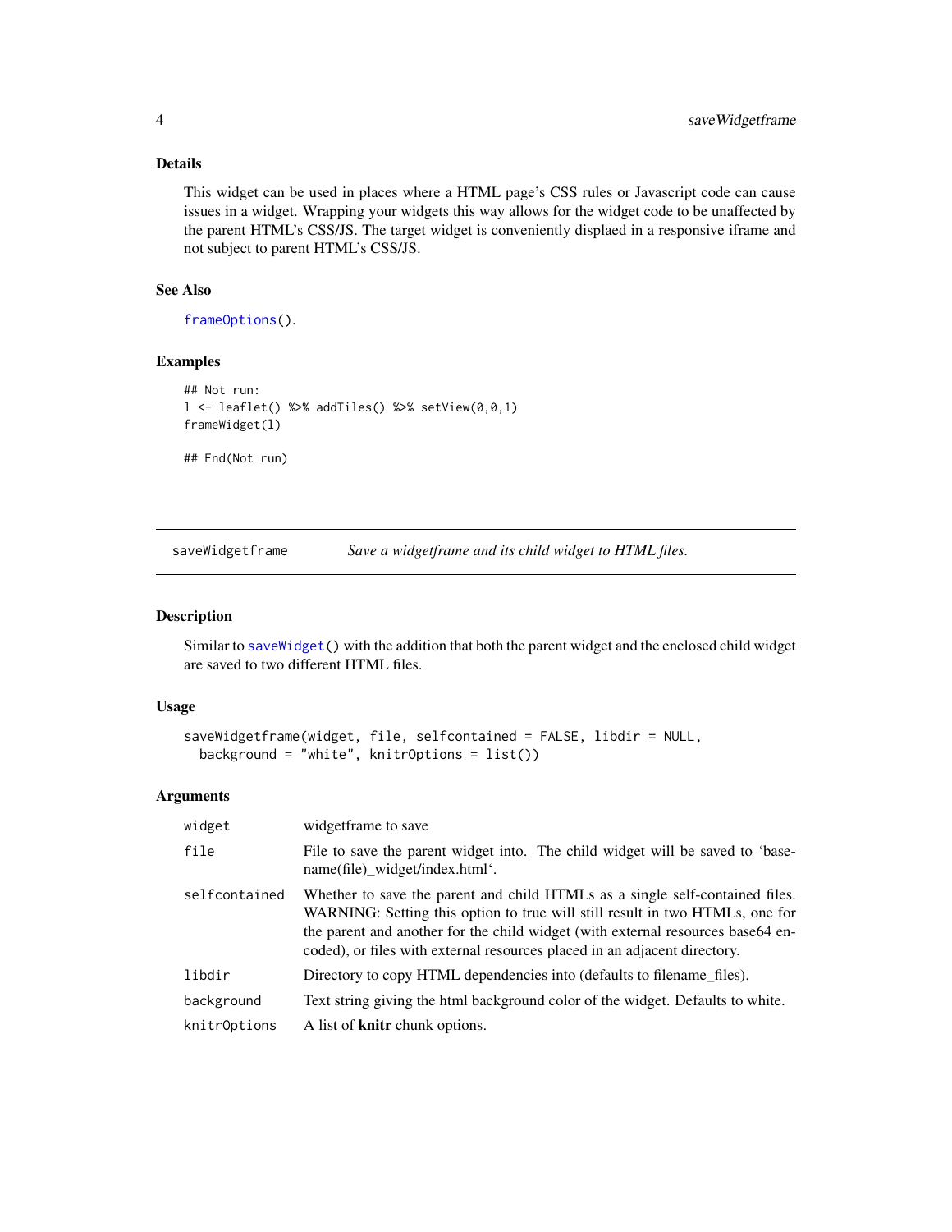### Details

This widget can be used in places where a HTML page's CSS rules or Javascript code can cause issues in a widget. Wrapping your widgets this way allows for the widget code to be unaffected by the parent HTML's CSS/JS. The target widget is conveniently displaed in a responsive iframe and not subject to parent HTML's CSS/JS.

### See Also

`frameOptions()`.

### Examples

```
## Not run:
l <- leaflet() %>% addTiles() %>% setView(0,0,1)
frameWidget(l)

## End(Not run)
```

---

## saveWidgetframe — *Save a widgetframe and its child widget to HTML files.*

---

### Description

Similar to `saveWidget()` with the addition that both the parent widget and the enclosed child widget are saved to two different HTML files.

### Usage

```
saveWidgetframe(widget, file, selfcontained = FALSE, libdir = NULL,
  background = "white", knitrOptions = list())
```

### Arguments

| | |
|---|---|
| `widget` | widgetframe to save |
| `file` | File to save the parent widget into. The child widget will be saved to 'basename(file)_widget/index.html'. |
| `selfcontained` | Whether to save the parent and child HTMLs as a single self-contained files. WARNING: Setting this option to true will still result in two HTMLs, one for the parent and another for the child widget (with external resources base64 encoded), or files with external resources placed in an adjacent directory. |
| `libdir` | Directory to copy HTML dependencies into (defaults to filename_files). |
| `background` | Text string giving the html background color of the widget. Defaults to white. |
| `knitrOptions` | A list of **knitr** chunk options. |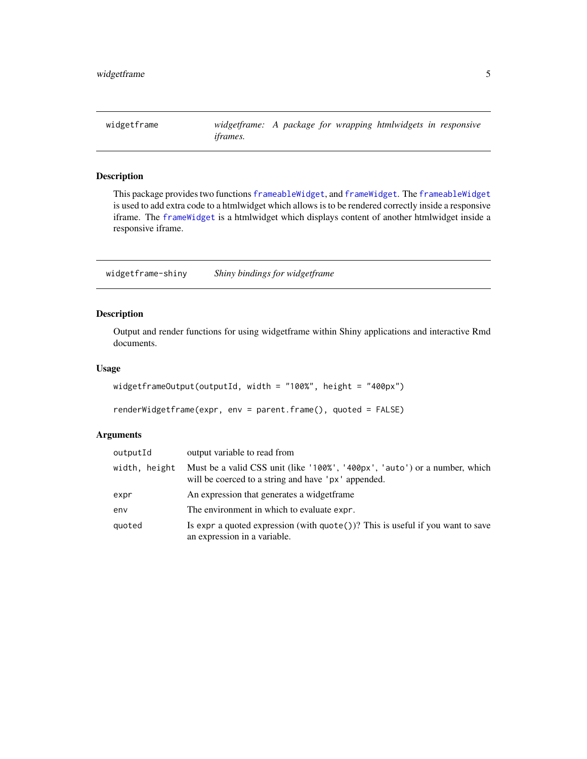## widgetframe — *widgetframe: A package for wrapping htmlwidgets in responsive iframes.*

### Description

This package provides two functions `frameableWidget`, and `frameWidget`. The `frameableWidget` is used to add extra code to a htmlwidget which allows is to be rendered correctly inside a responsive iframe. The `frameWidget` is a htmlwidget which displays content of another htmlwidget inside a responsive iframe.

## widgetframe-shiny — *Shiny bindings for widgetframe*

### Description

Output and render functions for using widgetframe within Shiny applications and interactive Rmd documents.

### Usage

```
widgetframeOutput(outputId, width = "100%", height = "400px")

renderWidgetframe(expr, env = parent.frame(), quoted = FALSE)
```

### Arguments

| | |
|---|---|
| `outputId` | output variable to read from |
| `width, height` | Must be a valid CSS unit (like `'100%'`, `'400px'`, `'auto'`) or a number, which will be coerced to a string and have `'px'` appended. |
| `expr` | An expression that generates a widgetframe |
| `env` | The environment in which to evaluate `expr`. |
| `quoted` | Is `expr` a quoted expression (with `quote()`)? This is useful if you want to save an expression in a variable. |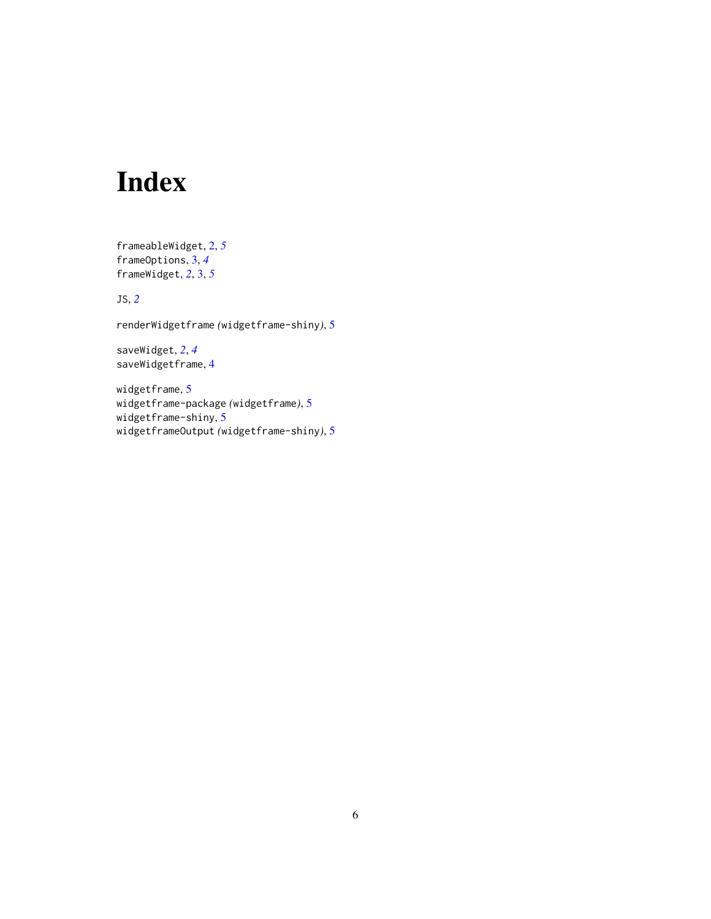# Index

frameableWidget, 2, *5*
frameOptions, 3, *4*
frameWidget, *2*, 3, *5*

JS, *2*

renderWidgetframe *(*widgetframe-shiny*)*, 5

saveWidget, *2*, *4*
saveWidgetframe, 4

widgetframe, 5
widgetframe-package *(*widgetframe*)*, 5
widgetframe-shiny, 5
widgetframeOutput *(*widgetframe-shiny*)*, 5